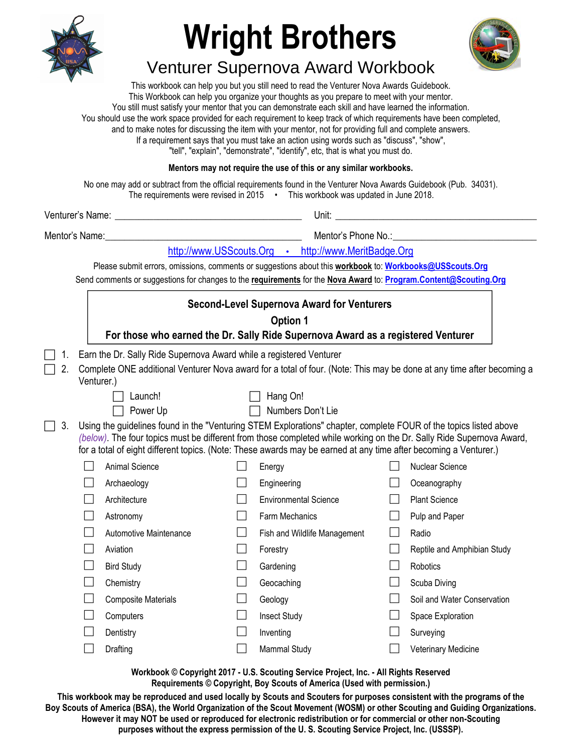# Wright Brothers

## Venturer Supernova Award Workbook

This workbook can help you but you still need to read the Venturer Nova Awards Guidebook.
This Workbook can help you organize your thoughts as you prepare to meet with your mentor.
You still must satisfy your mentor that you can demonstrate each skill and have learned the information.
You should use the work space provided for each requirement to keep track of which requirements have been completed, and to make notes for discussing the item with your mentor, not for providing full and complete answers.
If a requirement says that you must take an action using words such as "discuss", "show", "tell", "explain", "demonstrate", "identify", etc, that is what you must do.

**Mentors may not require the use of this or any similar workbooks.**

No one may add or subtract from the official requirements found in the Venturer Nova Awards Guidebook (Pub. 34031).
The requirements were revised in 2015 • This workbook was updated in June 2018.

Venturer's Name: ______________________________ Unit: ______________________________

Mentor's Name: ______________________________ Mentor's Phone No.: ______________________________

http://www.USScouts.Org • http://www.MeritBadge.Org

Please submit errors, omissions, comments or suggestions about this **workbook** to: **Workbooks@USScouts.Org**
Send comments or suggestions for changes to the **requirements** for the **Nova Award** to: **Program.Content@Scouting.Org**

**Second-Level Supernova Award for Venturers**
**Option 1**
**For those who earned the Dr. Sally Ride Supernova Award as a registered Venturer**

- [ ] 1. Earn the Dr. Sally Ride Supernova Award while a registered Venturer
- [ ] 2. Complete ONE additional Venturer Nova award for a total of four. (Note: This may be done at any time after becoming a Venturer.)
  - [ ] Launch!
  - [ ] Hang On!
  - [ ] Power Up
  - [ ] Numbers Don't Lie
- [ ] 3. Using the guidelines found in the "Venturing STEM Explorations" chapter, complete FOUR of the topics listed above *(below)*. The four topics must be different from those completed while working on the Dr. Sally Ride Supernova Award, for a total of eight different topics. (Note: These awards may be earned at any time after becoming a Venturer.)

| | | |
|---|---|---|
| [ ] Animal Science | [ ] Energy | [ ] Nuclear Science |
| [ ] Archaeology | [ ] Engineering | [ ] Oceanography |
| [ ] Architecture | [ ] Environmental Science | [ ] Plant Science |
| [ ] Astronomy | [ ] Farm Mechanics | [ ] Pulp and Paper |
| [ ] Automotive Maintenance | [ ] Fish and Wildlife Management | [ ] Radio |
| [ ] Aviation | [ ] Forestry | [ ] Reptile and Amphibian Study |
| [ ] Bird Study | [ ] Gardening | [ ] Robotics |
| [ ] Chemistry | [ ] Geocaching | [ ] Scuba Diving |
| [ ] Composite Materials | [ ] Geology | [ ] Soil and Water Conservation |
| [ ] Computers | [ ] Insect Study | [ ] Space Exploration |
| [ ] Dentistry | [ ] Inventing | [ ] Surveying |
| [ ] Drafting | [ ] Mammal Study | [ ] Veterinary Medicine |

**Workbook © Copyright 2017 - U.S. Scouting Service Project, Inc. - All Rights Reserved**
**Requirements © Copyright, Boy Scouts of America (Used with permission.)**

**This workbook may be reproduced and used locally by Scouts and Scouters for purposes consistent with the programs of the Boy Scouts of America (BSA), the World Organization of the Scout Movement (WOSM) or other Scouting and Guiding Organizations. However it may NOT be used or reproduced for electronic redistribution or for commercial or other non-Scouting purposes without the express permission of the U. S. Scouting Service Project, Inc. (USSSP).**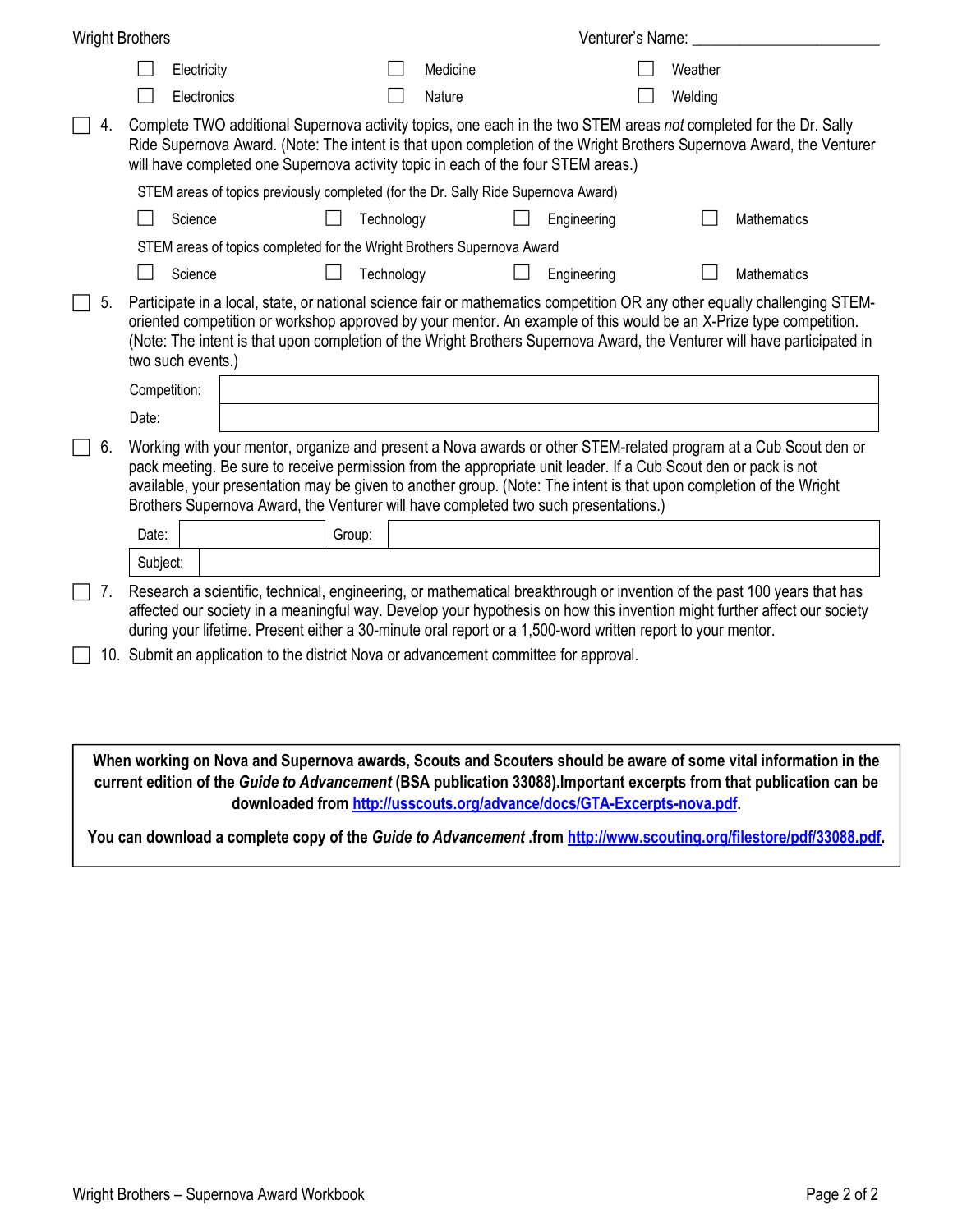Wright Brothers Venturer's Name: ________________________

- ☐ Electricity ☐ Medicine ☐ Weather
- ☐ Electronics ☐ Nature ☐ Welding

☐ 4. Complete TWO additional Supernova activity topics, one each in the two STEM areas *not* completed for the Dr. Sally Ride Supernova Award. (Note: The intent is that upon completion of the Wright Brothers Supernova Award, the Venturer will have completed one Supernova activity topic in each of the four STEM areas.)

STEM areas of topics previously completed (for the Dr. Sally Ride Supernova Award)

☐ Science ☐ Technology ☐ Engineering ☐ Mathematics

STEM areas of topics completed for the Wright Brothers Supernova Award

☐ Science ☐ Technology ☐ Engineering ☐ Mathematics

☐ 5. Participate in a local, state, or national science fair or mathematics competition OR any other equally challenging STEM-oriented competition or workshop approved by your mentor. An example of this would be an X-Prize type competition. (Note: The intent is that upon completion of the Wright Brothers Supernova Award, the Venturer will have participated in two such events.)

| | |
|---|---|
| Competition: | |
| Date: | |

☐ 6. Working with your mentor, organize and present a Nova awards or other STEM-related program at a Cub Scout den or pack meeting. Be sure to receive permission from the appropriate unit leader. If a Cub Scout den or pack is not available, your presentation may be given to another group. (Note: The intent is that upon completion of the Wright Brothers Supernova Award, the Venturer will have completed two such presentations.)

| | | | |
|---|---|---|---|
| Date: | | Group: | |
| Subject: | | | |

☐ 7. Research a scientific, technical, engineering, or mathematical breakthrough or invention of the past 100 years that has affected our society in a meaningful way. Develop your hypothesis on how this invention might further affect our society during your lifetime. Present either a 30-minute oral report or a 1,500-word written report to your mentor.

☐ 10. Submit an application to the district Nova or advancement committee for approval.

**When working on Nova and Supernova awards, Scouts and Scouters should be aware of some vital information in the current edition of the *Guide to Advancement* (BSA publication 33088).Important excerpts from that publication can be downloaded from http://usscouts.org/advance/docs/GTA-Excerpts-nova.pdf.**

**You can download a complete copy of the *Guide to Advancement* .from http://www.scouting.org/filestore/pdf/33088.pdf.**